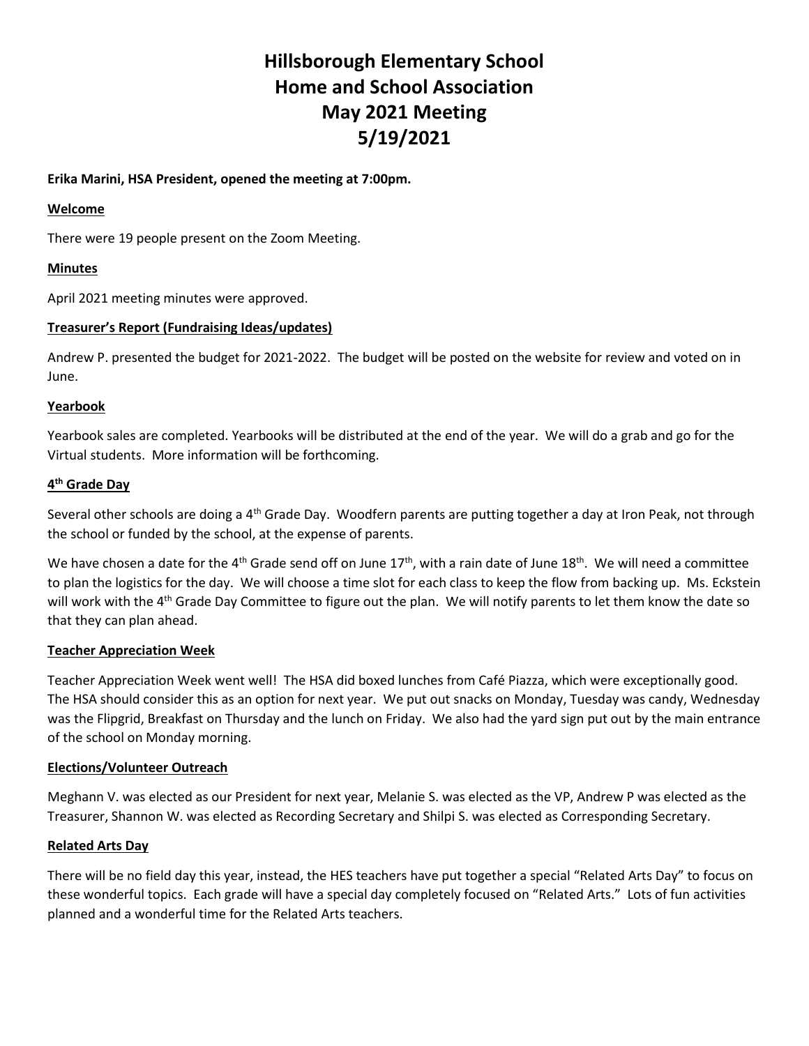# Hillsborough Elementary School
# Home and School Association
# May 2021 Meeting
# 5/19/2021

**Erika Marini, HSA President, opened the meeting at 7:00pm.**

## Welcome

There were 19 people present on the Zoom Meeting.

## Minutes

April 2021 meeting minutes were approved.

## Treasurer's Report (Fundraising Ideas/updates)

Andrew P. presented the budget for 2021-2022. The budget will be posted on the website for review and voted on in June.

## Yearbook

Yearbook sales are completed. Yearbooks will be distributed at the end of the year. We will do a grab and go for the Virtual students. More information will be forthcoming.

## 4th Grade Day

Several other schools are doing a 4th Grade Day. Woodfern parents are putting together a day at Iron Peak, not through the school or funded by the school, at the expense of parents.

We have chosen a date for the 4th Grade send off on June 17th, with a rain date of June 18th. We will need a committee to plan the logistics for the day. We will choose a time slot for each class to keep the flow from backing up. Ms. Eckstein will work with the 4th Grade Day Committee to figure out the plan. We will notify parents to let them know the date so that they can plan ahead.

## Teacher Appreciation Week

Teacher Appreciation Week went well! The HSA did boxed lunches from Café Piazza, which were exceptionally good. The HSA should consider this as an option for next year. We put out snacks on Monday, Tuesday was candy, Wednesday was the Flipgrid, Breakfast on Thursday and the lunch on Friday. We also had the yard sign put out by the main entrance of the school on Monday morning.

## Elections/Volunteer Outreach

Meghann V. was elected as our President for next year, Melanie S. was elected as the VP, Andrew P was elected as the Treasurer, Shannon W. was elected as Recording Secretary and Shilpi S. was elected as Corresponding Secretary.

## Related Arts Day

There will be no field day this year, instead, the HES teachers have put together a special "Related Arts Day" to focus on these wonderful topics. Each grade will have a special day completely focused on "Related Arts." Lots of fun activities planned and a wonderful time for the Related Arts teachers.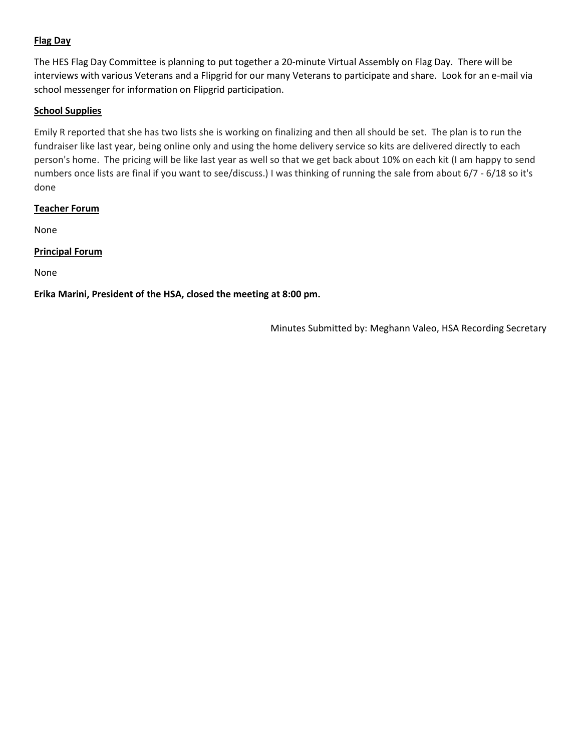**Flag Day**

The HES Flag Day Committee is planning to put together a 20-minute Virtual Assembly on Flag Day. There will be interviews with various Veterans and a Flipgrid for our many Veterans to participate and share. Look for an e-mail via school messenger for information on Flipgrid participation.

**School Supplies**

Emily R reported that she has two lists she is working on finalizing and then all should be set. The plan is to run the fundraiser like last year, being online only and using the home delivery service so kits are delivered directly to each person's home. The pricing will be like last year as well so that we get back about 10% on each kit (I am happy to send numbers once lists are final if you want to see/discuss.) I was thinking of running the sale from about 6/7 - 6/18 so it's done

**Teacher Forum**

None

**Principal Forum**

None

**Erika Marini, President of the HSA, closed the meeting at 8:00 pm.**

Minutes Submitted by: Meghann Valeo, HSA Recording Secretary